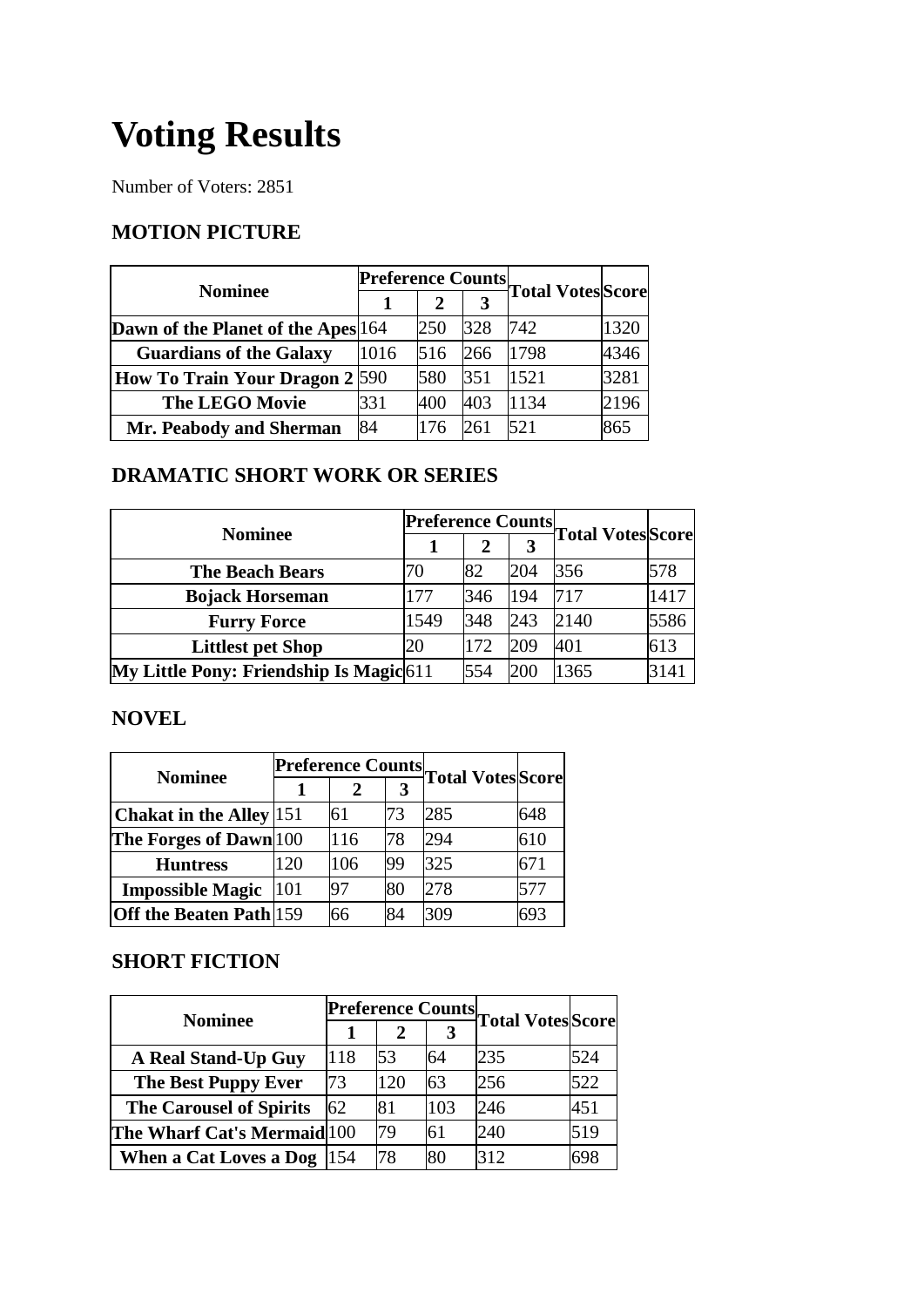# Voting Results

Number of Voters: 2851

### MOTION PICTURE

| Nominee | Preference Counts | | | Total Votes | Score |
|---|---|---|---|---|---|
| | 1 | 2 | 3 | | |
| Dawn of the Planet of the Apes | 164 | 250 | 328 | 742 | 1320 |
| Guardians of the Galaxy | 1016 | 516 | 266 | 1798 | 4346 |
| How To Train Your Dragon 2 | 590 | 580 | 351 | 1521 | 3281 |
| The LEGO Movie | 331 | 400 | 403 | 1134 | 2196 |
| Mr. Peabody and Sherman | 84 | 176 | 261 | 521 | 865 |

### DRAMATIC SHORT WORK OR SERIES

| Nominee | Preference Counts | | | Total Votes | Score |
|---|---|---|---|---|---|
| | 1 | 2 | 3 | | |
| The Beach Bears | 70 | 82 | 204 | 356 | 578 |
| Bojack Horseman | 177 | 346 | 194 | 717 | 1417 |
| Furry Force | 1549 | 348 | 243 | 2140 | 5586 |
| Littlest pet Shop | 20 | 172 | 209 | 401 | 613 |
| My Little Pony: Friendship Is Magic | 611 | 554 | 200 | 1365 | 3141 |

### NOVEL

| Nominee | Preference Counts | | | Total Votes | Score |
|---|---|---|---|---|---|
| | 1 | 2 | 3 | | |
| Chakat in the Alley | 151 | 61 | 73 | 285 | 648 |
| The Forges of Dawn | 100 | 116 | 78 | 294 | 610 |
| Huntress | 120 | 106 | 99 | 325 | 671 |
| Impossible Magic | 101 | 97 | 80 | 278 | 577 |
| Off the Beaten Path | 159 | 66 | 84 | 309 | 693 |

### SHORT FICTION

| Nominee | Preference Counts | | | Total Votes | Score |
|---|---|---|---|---|---|
| | 1 | 2 | 3 | | |
| A Real Stand-Up Guy | 118 | 53 | 64 | 235 | 524 |
| The Best Puppy Ever | 73 | 120 | 63 | 256 | 522 |
| The Carousel of Spirits | 62 | 81 | 103 | 246 | 451 |
| The Wharf Cat's Mermaid | 100 | 79 | 61 | 240 | 519 |
| When a Cat Loves a Dog | 154 | 78 | 80 | 312 | 698 |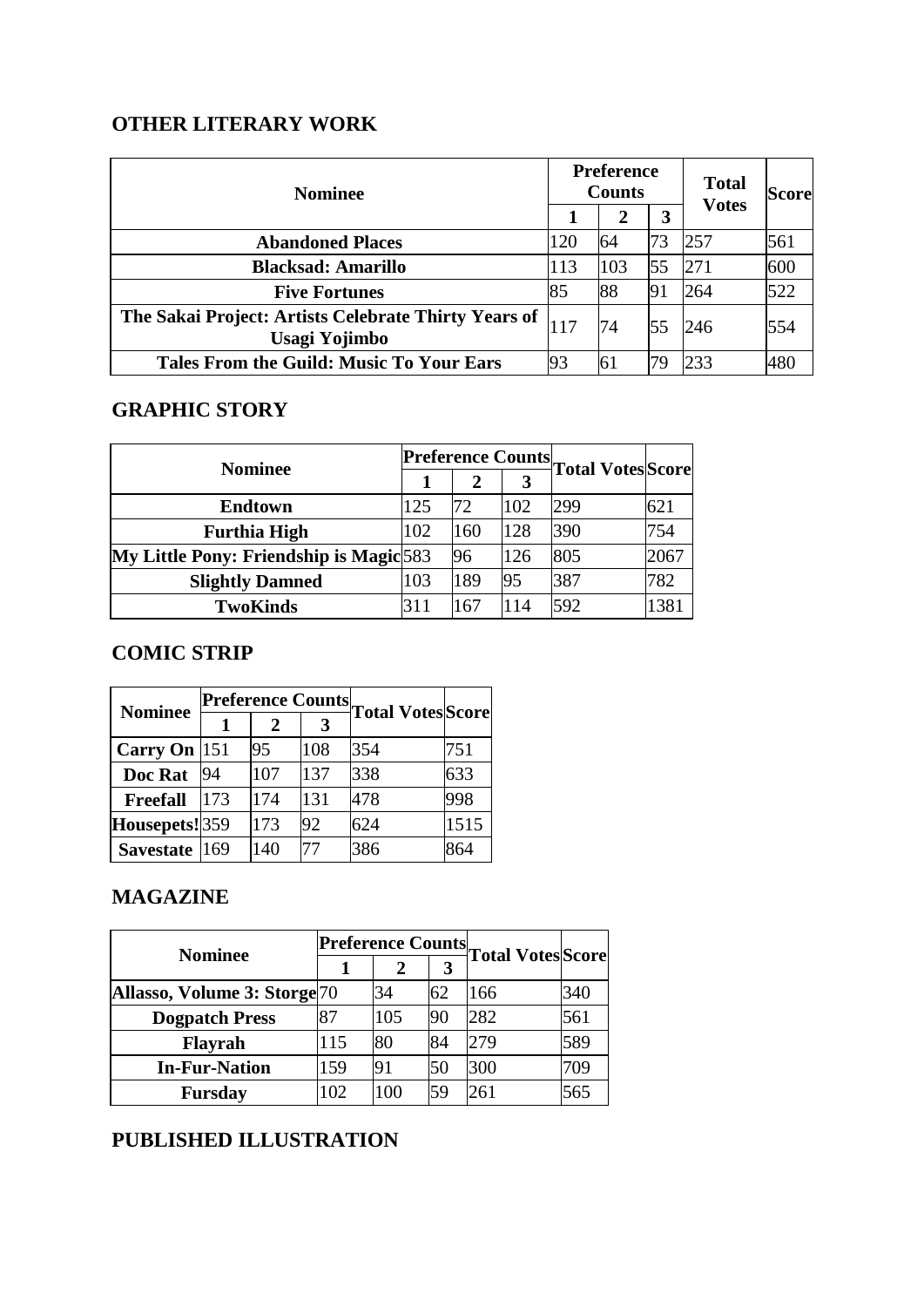## OTHER LITERARY WORK

| Nominee | Preference Counts | | | Total Votes | Score |
|---|---|---|---|---|---|
| | 1 | 2 | 3 | | |
| **Abandoned Places** | 120 | 64 | 73 | 257 | 561 |
| **Blacksad: Amarillo** | 113 | 103 | 55 | 271 | 600 |
| **Five Fortunes** | 85 | 88 | 91 | 264 | 522 |
| **The Sakai Project: Artists Celebrate Thirty Years of Usagi Yojimbo** | 117 | 74 | 55 | 246 | 554 |
| **Tales From the Guild: Music To Your Ears** | 93 | 61 | 79 | 233 | 480 |

## GRAPHIC STORY

| Nominee | Preference Counts | | | Total Votes | Score |
|---|---|---|---|---|---|
| | 1 | 2 | 3 | | |
| **Endtown** | 125 | 72 | 102 | 299 | 621 |
| **Furthia High** | 102 | 160 | 128 | 390 | 754 |
| **My Little Pony: Friendship is Magic** | 583 | 96 | 126 | 805 | 2067 |
| **Slightly Damned** | 103 | 189 | 95 | 387 | 782 |
| **TwoKinds** | 311 | 167 | 114 | 592 | 1381 |

## COMIC STRIP

| Nominee | Preference Counts | | | Total Votes | Score |
|---|---|---|---|---|---|
| | 1 | 2 | 3 | | |
| **Carry On** | 151 | 95 | 108 | 354 | 751 |
| **Doc Rat** | 94 | 107 | 137 | 338 | 633 |
| **Freefall** | 173 | 174 | 131 | 478 | 998 |
| **Housepets!** | 359 | 173 | 92 | 624 | 1515 |
| **Savestate** | 169 | 140 | 77 | 386 | 864 |

## MAGAZINE

| Nominee | Preference Counts | | | Total Votes | Score |
|---|---|---|---|---|---|
| | 1 | 2 | 3 | | |
| **Allasso, Volume 3: Storge** | 70 | 34 | 62 | 166 | 340 |
| **Dogpatch Press** | 87 | 105 | 90 | 282 | 561 |
| **Flayrah** | 115 | 80 | 84 | 279 | 589 |
| **In-Fur-Nation** | 159 | 91 | 50 | 300 | 709 |
| **Fursday** | 102 | 100 | 59 | 261 | 565 |

## PUBLISHED ILLUSTRATION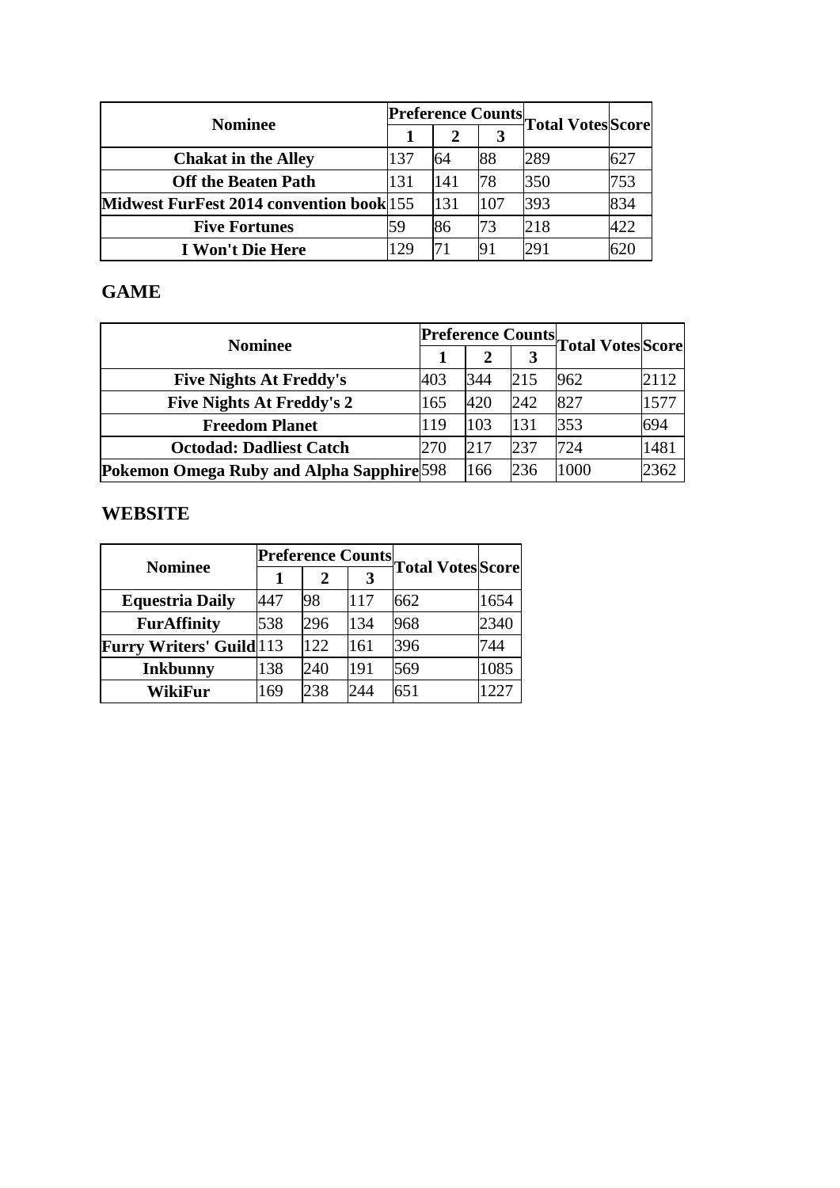| Nominee | Preference Counts | | | Total Votes | Score |
|---|---|---|---|---|---|
| | 1 | 2 | 3 | | |
| **Chakat in the Alley** | 137 | 64 | 88 | 289 | 627 |
| **Off the Beaten Path** | 131 | 141 | 78 | 350 | 753 |
| **Midwest FurFest 2014 convention book** | 155 | 131 | 107 | 393 | 834 |
| **Five Fortunes** | 59 | 86 | 73 | 218 | 422 |
| **I Won't Die Here** | 129 | 71 | 91 | 291 | 620 |

## GAME

| Nominee | Preference Counts | | | Total Votes | Score |
|---|---|---|---|---|---|
| | 1 | 2 | 3 | | |
| **Five Nights At Freddy's** | 403 | 344 | 215 | 962 | 2112 |
| **Five Nights At Freddy's 2** | 165 | 420 | 242 | 827 | 1577 |
| **Freedom Planet** | 119 | 103 | 131 | 353 | 694 |
| **Octodad: Dadliest Catch** | 270 | 217 | 237 | 724 | 1481 |
| **Pokemon Omega Ruby and Alpha Sapphire** | 598 | 166 | 236 | 1000 | 2362 |

## WEBSITE

| Nominee | Preference Counts | | | Total Votes | Score |
|---|---|---|---|---|---|
| | 1 | 2 | 3 | | |
| **Equestria Daily** | 447 | 98 | 117 | 662 | 1654 |
| **FurAffinity** | 538 | 296 | 134 | 968 | 2340 |
| **Furry Writers' Guild** | 113 | 122 | 161 | 396 | 744 |
| **Inkbunny** | 138 | 240 | 191 | 569 | 1085 |
| **WikiFur** | 169 | 238 | 244 | 651 | 1227 |